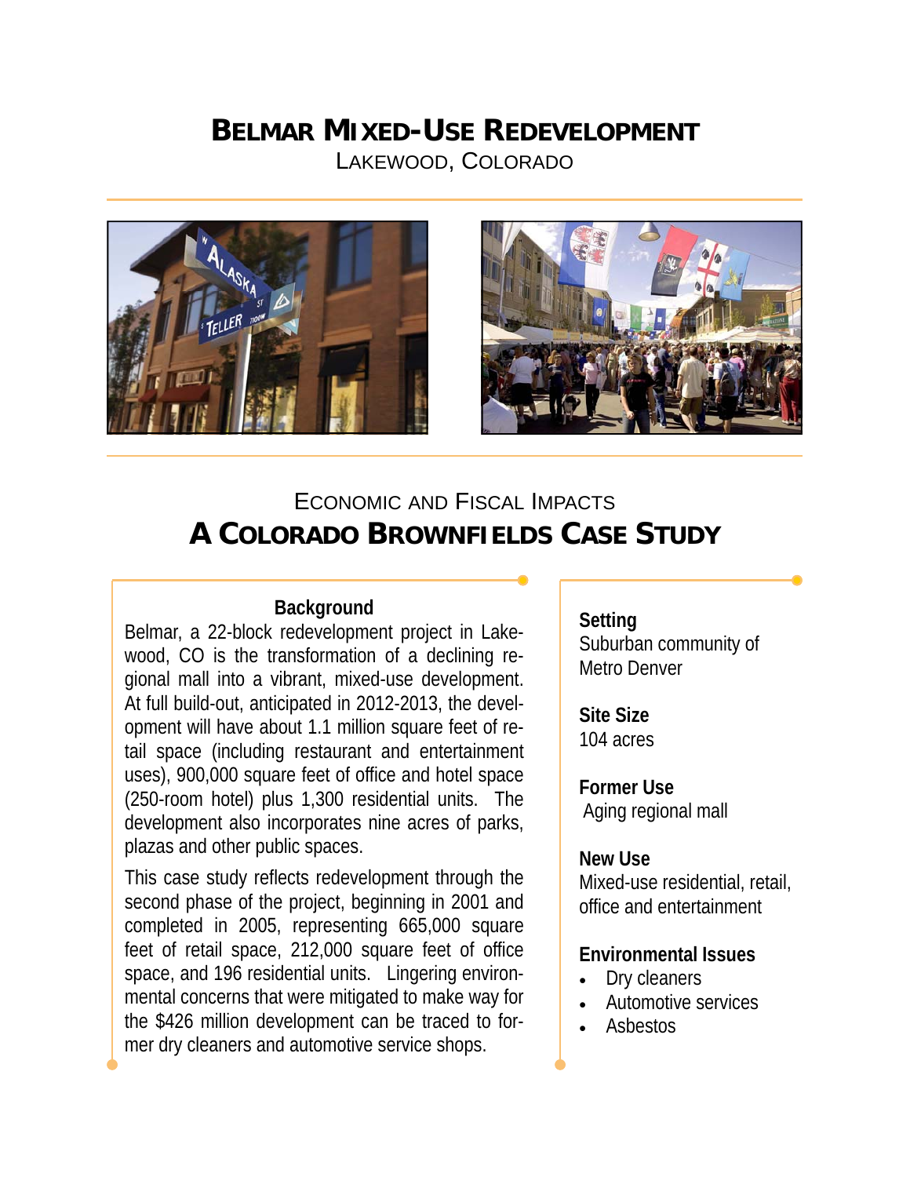# Belmar Mixed-Use Redevelopment

Lakewood, Colorado

## Economic and Fiscal Impacts

## A Colorado Brownfields Case Study

### Background

Belmar, a 22-block redevelopment project in Lakewood, CO is the transformation of a declining regional mall into a vibrant, mixed-use development. At full build-out, anticipated in 2012-2013, the development will have about 1.1 million square feet of retail space (including restaurant and entertainment uses), 900,000 square feet of office and hotel space (250-room hotel) plus 1,300 residential units. The development also incorporates nine acres of parks, plazas and other public spaces.

This case study reflects redevelopment through the second phase of the project, beginning in 2001 and completed in 2005, representing 665,000 square feet of retail space, 212,000 square feet of office space, and 196 residential units. Lingering environmental concerns that were mitigated to make way for the $426 million development can be traced to former dry cleaners and automotive service shops.

**Setting**
Suburban community of Metro Denver

**Site Size**
104 acres

**Former Use**
Aging regional mall

**New Use**
Mixed-use residential, retail, office and entertainment

**Environmental Issues**

- Dry cleaners
- Automotive services
- Asbestos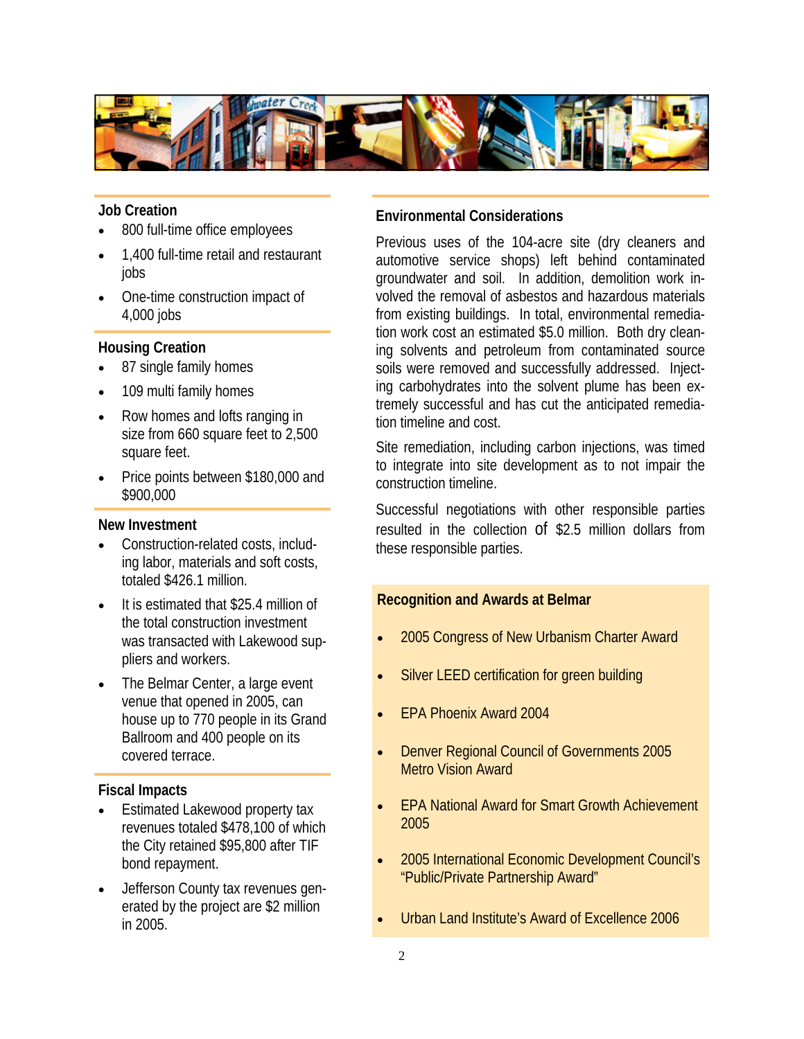## Job Creation

- 800 full-time office employees
- 1,400 full-time retail and restaurant jobs
- One-time construction impact of 4,000 jobs

## Housing Creation

- 87 single family homes
- 109 multi family homes
- Row homes and lofts ranging in size from 660 square feet to 2,500 square feet.
- Price points between $180,000 and $900,000

## New Investment

- Construction-related costs, including labor, materials and soft costs, totaled $426.1 million.
- It is estimated that $25.4 million of the total construction investment was transacted with Lakewood suppliers and workers.
- The Belmar Center, a large event venue that opened in 2005, can house up to 770 people in its Grand Ballroom and 400 people on its covered terrace.

## Fiscal Impacts

- Estimated Lakewood property tax revenues totaled $478,100 of which the City retained $95,800 after TIF bond repayment.
- Jefferson County tax revenues generated by the project are $2 million in 2005.

## Environmental Considerations

Previous uses of the 104-acre site (dry cleaners and automotive service shops) left behind contaminated groundwater and soil. In addition, demolition work involved the removal of asbestos and hazardous materials from existing buildings. In total, environmental remediation work cost an estimated $5.0 million. Both dry cleaning solvents and petroleum from contaminated source soils were removed and successfully addressed. Injecting carbohydrates into the solvent plume has been extremely successful and has cut the anticipated remediation timeline and cost.

Site remediation, including carbon injections, was timed to integrate into site development as to not impair the construction timeline.

Successful negotiations with other responsible parties resulted in the collection of $2.5 million dollars from these responsible parties.

## Recognition and Awards at Belmar

- 2005 Congress of New Urbanism Charter Award
- Silver LEED certification for green building
- EPA Phoenix Award 2004
- Denver Regional Council of Governments 2005 Metro Vision Award
- EPA National Award for Smart Growth Achievement 2005
- 2005 International Economic Development Council's "Public/Private Partnership Award"
- Urban Land Institute's Award of Excellence 2006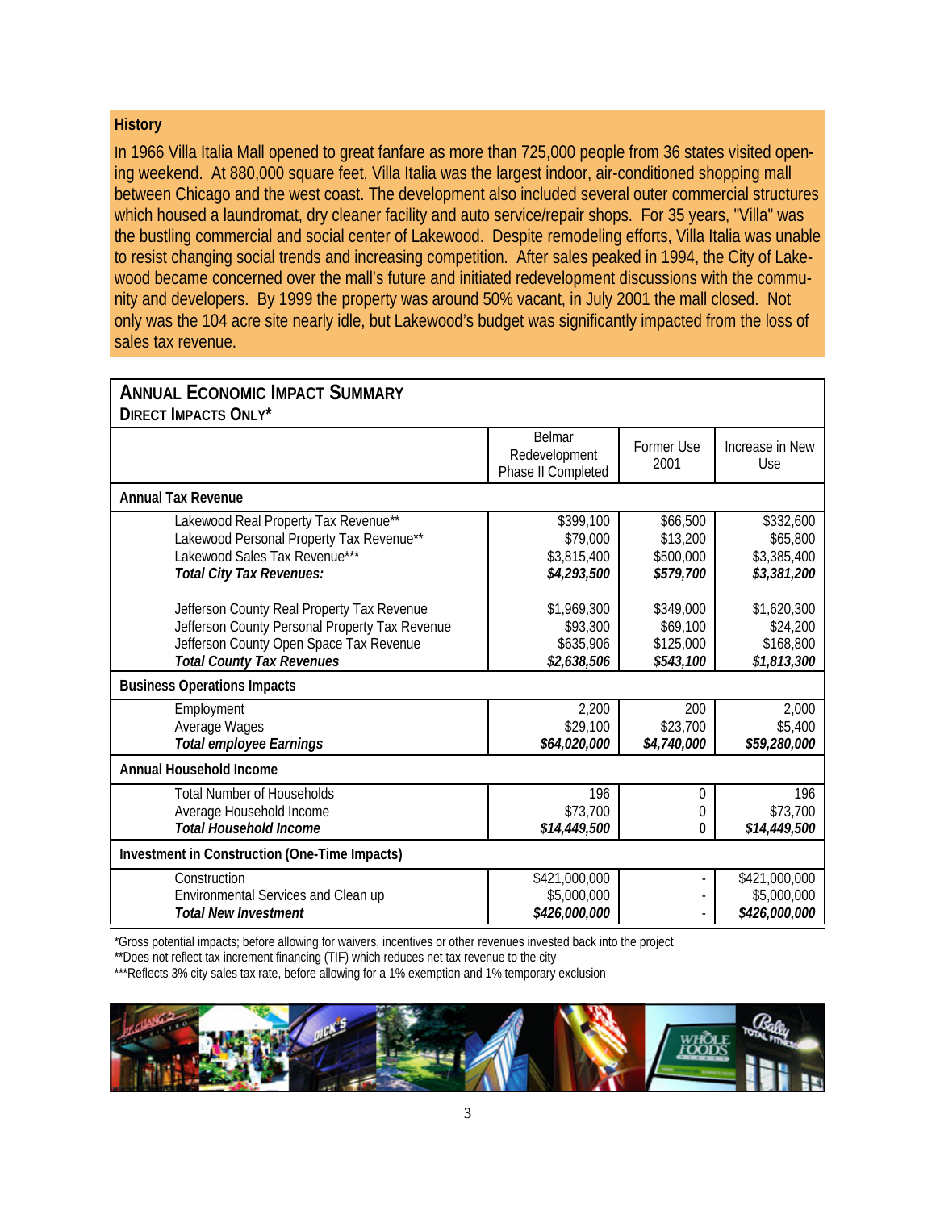### History

In 1966 Villa Italia Mall opened to great fanfare as more than 725,000 people from 36 states visited opening weekend. At 880,000 square feet, Villa Italia was the largest indoor, air-conditioned shopping mall between Chicago and the west coast. The development also included several outer commercial structures which housed a laundromat, dry cleaner facility and auto service/repair shops. For 35 years, "Villa" was the bustling commercial and social center of Lakewood. Despite remodeling efforts, Villa Italia was unable to resist changing social trends and increasing competition. After sales peaked in 1994, the City of Lakewood became concerned over the mall's future and initiated redevelopment discussions with the community and developers. By 1999 the property was around 50% vacant, in July 2001 the mall closed. Not only was the 104 acre site nearly idle, but Lakewood's budget was significantly impacted from the loss of sales tax revenue.

**ANNUAL ECONOMIC IMPACT SUMMARY**
**DIRECT IMPACTS ONLY***

| | Belmar Redevelopment Phase II Completed | Former Use 2001 | Increase in New Use |
|---|---|---|---|
| **Annual Tax Revenue** | | | |
| Lakewood Real Property Tax Revenue** | $399,100 | $66,500 | $332,600 |
| Lakewood Personal Property Tax Revenue** | $79,000 | $13,200 | $65,800 |
| Lakewood Sales Tax Revenue*** | $3,815,400 | $500,000 | $3,385,400 |
| ***Total City Tax Revenues:*** | ***$4,293,500*** | ***$579,700*** | ***$3,381,200*** |
| Jefferson County Real Property Tax Revenue | $1,969,300 | $349,000 | $1,620,300 |
| Jefferson County Personal Property Tax Revenue | $93,300 | $69,100 | $24,200 |
| Jefferson County Open Space Tax Revenue | $635,906 | $125,000 | $168,800 |
| ***Total County Tax Revenues*** | ***$2,638,506*** | ***$543,100*** | ***$1,813,300*** |
| **Business Operations Impacts** | | | |
| Employment | 2,200 | 200 | 2,000 |
| Average Wages | $29,100 | $23,700 | $5,400 |
| ***Total employee Earnings*** | ***$64,020,000*** | ***$4,740,000*** | ***$59,280,000*** |
| **Annual Household Income** | | | |
| Total Number of Households | 196 | 0 | 196 |
| Average Household Income | $73,700 | 0 | $73,700 |
| ***Total Household Income*** | ***$14,449,500*** | ***0*** | ***$14,449,500*** |
| **Investment in Construction (One-Time Impacts)** | | | |
| Construction | $421,000,000 | - | $421,000,000 |
| Environmental Services and Clean up | $5,000,000 | - | $5,000,000 |
| ***Total New Investment*** | ***$426,000,000*** | - | ***$426,000,000*** |

*Gross potential impacts; before allowing for waivers, incentives or other revenues invested back into the project

**Does not reflect tax increment financing (TIF) which reduces net tax revenue to the city

***Reflects 3% city sales tax rate, before allowing for a 1% exemption and 1% temporary exclusion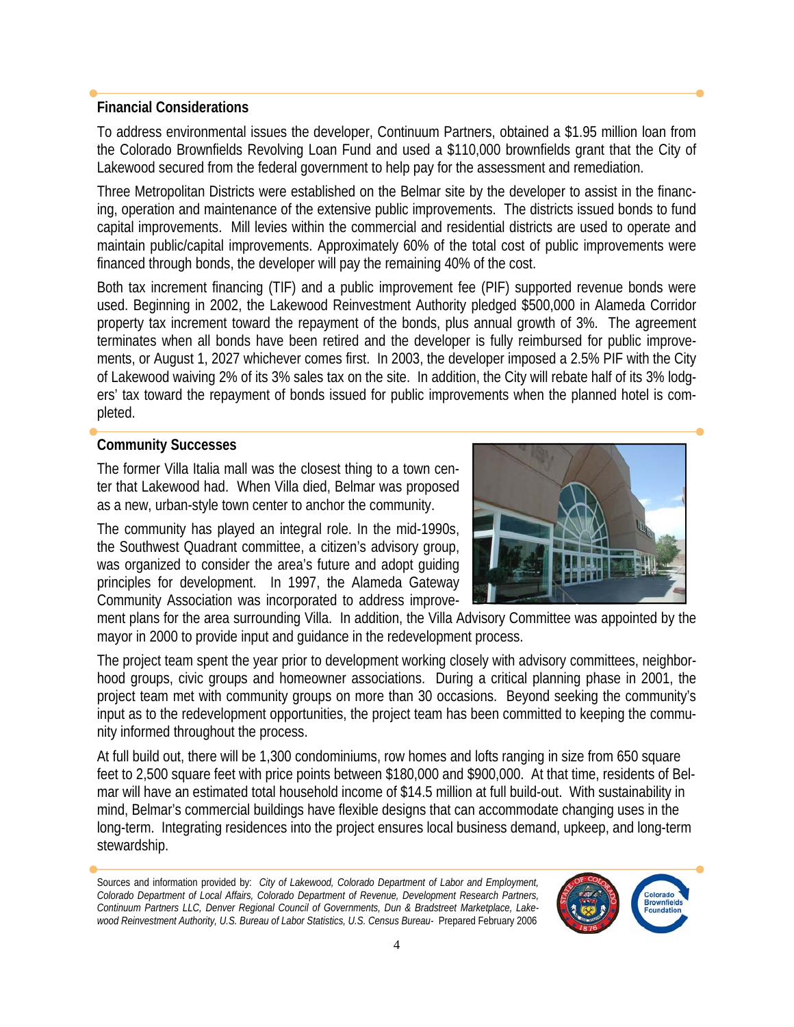### Financial Considerations

To address environmental issues the developer, Continuum Partners, obtained a $1.95 million loan from the Colorado Brownfields Revolving Loan Fund and used a $110,000 brownfields grant that the City of Lakewood secured from the federal government to help pay for the assessment and remediation.

Three Metropolitan Districts were established on the Belmar site by the developer to assist in the financing, operation and maintenance of the extensive public improvements. The districts issued bonds to fund capital improvements. Mill levies within the commercial and residential districts are used to operate and maintain public/capital improvements. Approximately 60% of the total cost of public improvements were financed through bonds, the developer will pay the remaining 40% of the cost.

Both tax increment financing (TIF) and a public improvement fee (PIF) supported revenue bonds were used. Beginning in 2002, the Lakewood Reinvestment Authority pledged $500,000 in Alameda Corridor property tax increment toward the repayment of the bonds, plus annual growth of 3%. The agreement terminates when all bonds have been retired and the developer is fully reimbursed for public improvements, or August 1, 2027 whichever comes first. In 2003, the developer imposed a 2.5% PIF with the City of Lakewood waiving 2% of its 3% sales tax on the site. In addition, the City will rebate half of its 3% lodgers' tax toward the repayment of bonds issued for public improvements when the planned hotel is completed.

### Community Successes

The former Villa Italia mall was the closest thing to a town center that Lakewood had. When Villa died, Belmar was proposed as a new, urban-style town center to anchor the community.

The community has played an integral role. In the mid-1990s, the Southwest Quadrant committee, a citizen's advisory group, was organized to consider the area's future and adopt guiding principles for development. In 1997, the Alameda Gateway Community Association was incorporated to address improvement plans for the area surrounding Villa. In addition, the Villa Advisory Committee was appointed by the mayor in 2000 to provide input and guidance in the redevelopment process.

The project team spent the year prior to development working closely with advisory committees, neighborhood groups, civic groups and homeowner associations. During a critical planning phase in 2001, the project team met with community groups on more than 30 occasions. Beyond seeking the community's input as to the redevelopment opportunities, the project team has been committed to keeping the community informed throughout the process.

At full build out, there will be 1,300 condominiums, row homes and lofts ranging in size from 650 square feet to 2,500 square feet with price points between $180,000 and $900,000. At that time, residents of Belmar will have an estimated total household income of $14.5 million at full build-out. With sustainability in mind, Belmar's commercial buildings have flexible designs that can accommodate changing uses in the long-term. Integrating residences into the project ensures local business demand, upkeep, and long-term stewardship.

Sources and information provided by: *City of Lakewood, Colorado Department of Labor and Employment, Colorado Department of Local Affairs, Colorado Department of Revenue, Development Research Partners, Continuum Partners LLC, Denver Regional Council of Governments, Dun & Bradstreet Marketplace, Lakewood Reinvestment Authority, U.S. Bureau of Labor Statistics, U.S. Census Bureau*- Prepared February 2006